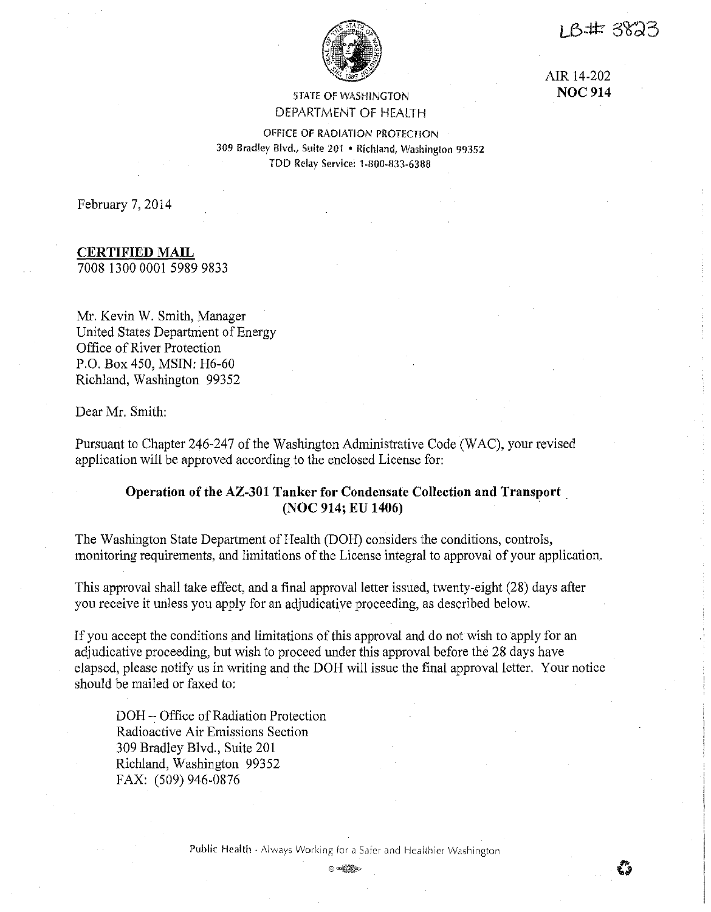LB# 3823

AIR 14-202
**NOC 914**

STATE OF WASHINGTON
DEPARTMENT OF HEALTH

OFFICE OF RADIATION PROTECTION
309 Bradley Blvd., Suite 201 • Richland, Washington 99352
TDD Relay Service: 1-800-833-6388

February 7, 2014

**CERTIFIED MAIL**
7008 1300 0001 5989 9833

Mr. Kevin W. Smith, Manager
United States Department of Energy
Office of River Protection
P.O. Box 450, MSIN: H6-60
Richland, Washington 99352

Dear Mr. Smith:

Pursuant to Chapter 246-247 of the Washington Administrative Code (WAC), your revised application will be approved according to the enclosed License for:

**Operation of the AZ-301 Tanker for Condensate Collection and Transport (NOC 914; EU 1406)**

The Washington State Department of Health (DOH) considers the conditions, controls, monitoring requirements, and limitations of the License integral to approval of your application.

This approval shall take effect, and a final approval letter issued, twenty-eight (28) days after you receive it unless you apply for an adjudicative proceeding, as described below.

If you accept the conditions and limitations of this approval and do not wish to apply for an adjudicative proceeding, but wish to proceed under this approval before the 28 days have elapsed, please notify us in writing and the DOH will issue the final approval letter. Your notice should be mailed or faxed to:

DOH – Office of Radiation Protection
Radioactive Air Emissions Section
309 Bradley Blvd., Suite 201
Richland, Washington 99352
FAX: (509) 946-0876

Public Health - Always Working for a Safer and Healthier Washington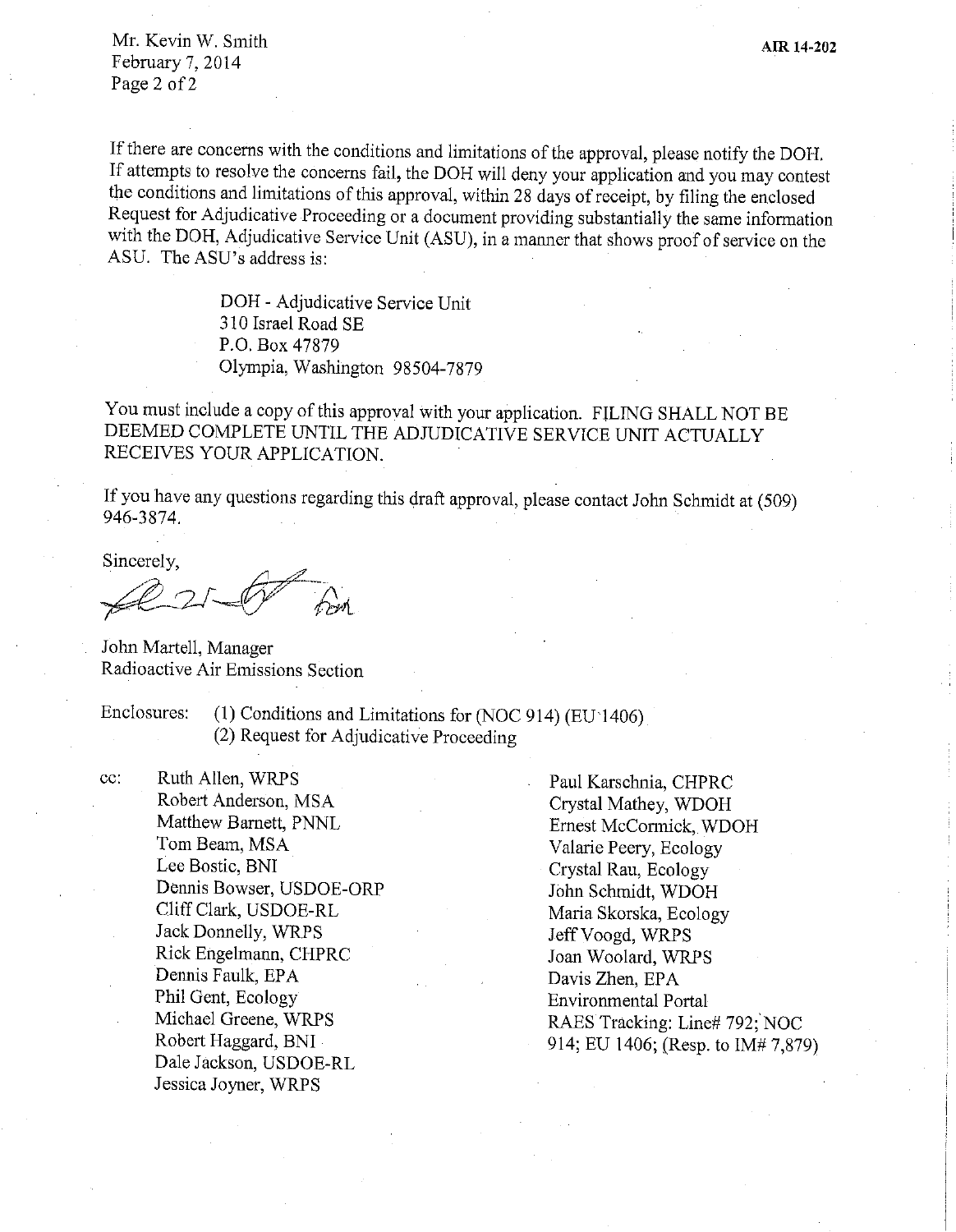If there are concerns with the conditions and limitations of the approval, please notify the DOH. If attempts to resolve the concerns fail, the DOH will deny your application and you may contest the conditions and limitations of this approval, within 28 days of receipt, by filing the enclosed Request for Adjudicative Proceeding or a document providing substantially the same information with the DOH, Adjudicative Service Unit (ASU), in a manner that shows proof of service on the ASU. The ASU's address is:

DOH - Adjudicative Service Unit
310 Israel Road SE
P.O. Box 47879
Olympia, Washington 98504-7879

You must include a copy of this approval with your application. FILING SHALL NOT BE DEEMED COMPLETE UNTIL THE ADJUDICATIVE SERVICE UNIT ACTUALLY RECEIVES YOUR APPLICATION.

If you have any questions regarding this draft approval, please contact John Schmidt at (509) 946-3874.

Sincerely,

John Martell, Manager
Radioactive Air Emissions Section

Enclosures: (1) Conditions and Limitations for (NOC 914) (EU 1406)
(2) Request for Adjudicative Proceeding

cc:
Ruth Allen, WRPS
Robert Anderson, MSA
Matthew Barnett, PNNL
Tom Beam, MSA
Lee Bostic, BNI
Dennis Bowser, USDOE-ORP
Cliff Clark, USDOE-RL
Jack Donnelly, WRPS
Rick Engelmann, CHPRC
Dennis Faulk, EPA
Phil Gent, Ecology
Michael Greene, WRPS
Robert Haggard, BNI
Dale Jackson, USDOE-RL
Jessica Joyner, WRPS
Paul Karschnia, CHPRC
Crystal Mathey, WDOH
Ernest McCormick, WDOH
Valarie Peery, Ecology
Crystal Rau, Ecology
John Schmidt, WDOH
Maria Skorska, Ecology
Jeff Voogd, WRPS
Joan Woolard, WRPS
Davis Zhen, EPA
Environmental Portal
RAES Tracking: Line# 792; NOC 914; EU 1406; (Resp. to IM# 7,879)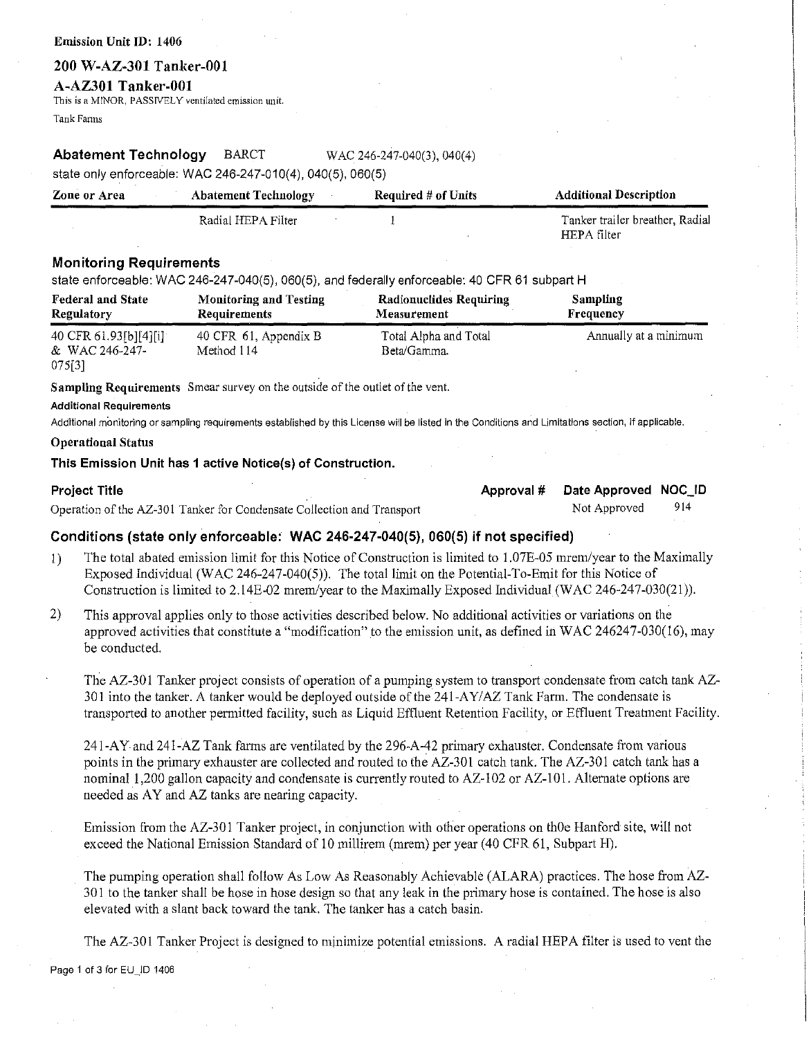**Emission Unit ID: 1406**

## 200 W-AZ-301 Tanker-001

## A-AZ301 Tanker-001

This is a MINOR, PASSIVELY ventilated emission unit.

Tank Farms

### Abatement Technology BARCT WAC 246-247-040(3), 040(4)

state only enforceable: WAC 246-247-010(4), 040(5), 060(5)

| Zone or Area | Abatement Technology | Required # of Units | Additional Description |
|---|---|---|---|
| | Radial HEPA Filter | 1 | Tanker trailer breather, Radial HEPA filter |

### Monitoring Requirements

state enforceable: WAC 246-247-040(5), 060(5), and federally enforceable: 40 CFR 61 subpart H

| Federal and State Regulatory | Monitoring and Testing Requirements | Radionuclides Requiring Measurement | Sampling Frequency |
|---|---|---|---|
| 40 CFR 61.93[b][4][i] & WAC 246-247-075[3] | 40 CFR 61, Appendix B Method 114 | Total Alpha and Total Beta/Gamma. | Annually at a minimum |

**Sampling Requirements** Smear survey on the outside of the outlet of the vent.

**Additional Requirements**

Additional monitoring or sampling requirements established by this License will be listed in the Conditions and Limitations section, if applicable.

**Operational Status**

**This Emission Unit has 1 active Notice(s) of Construction.**

| Project Title | Approval # | Date Approved | NOC_ID |
|---|---|---|---|
| Operation of the AZ-301 Tanker for Condensate Collection and Transport | | Not Approved | 914 |

### Conditions (state only enforceable: WAC 246-247-040(5), 060(5) if not specified)

1) The total abated emission limit for this Notice of Construction is limited to 1.07E-05 mrem/year to the Maximally Exposed Individual (WAC 246-247-040(5)). The total limit on the Potential-To-Emit for this Notice of Construction is limited to 2.14E-02 mrem/year to the Maximally Exposed Individual (WAC 246-247-030(21)).

2) This approval applies only to those activities described below. No additional activities or variations on the approved activities that constitute a "modification" to the emission unit, as defined in WAC 246247-030(16), may be conducted.

   The AZ-301 Tanker project consists of operation of a pumping system to transport condensate from catch tank AZ-301 into the tanker. A tanker would be deployed outside of the 241-AY/AZ Tank Farm. The condensate is transported to another permitted facility, such as Liquid Effluent Retention Facility, or Effluent Treatment Facility.

   241-AY and 241-AZ Tank farms are ventilated by the 296-A-42 primary exhauster. Condensate from various points in the primary exhauster are collected and routed to the AZ-301 catch tank. The AZ-301 catch tank has a nominal 1,200 gallon capacity and condensate is currently routed to AZ-102 or AZ-101. Alternate options are needed as AY and AZ tanks are nearing capacity.

   Emission from the AZ-301 Tanker project, in conjunction with other operations on th0e Hanford site, will not exceed the National Emission Standard of 10 millirem (mrem) per year (40 CFR 61, Subpart H).

   The pumping operation shall follow As Low As Reasonably Achievable (ALARA) practices. The hose from AZ-301 to the tanker shall be hose in hose design so that any leak in the primary hose is contained. The hose is also elevated with a slant back toward the tank. The tanker has a catch basin.

   The AZ-301 Tanker Project is designed to minimize potential emissions. A radial HEPA filter is used to vent the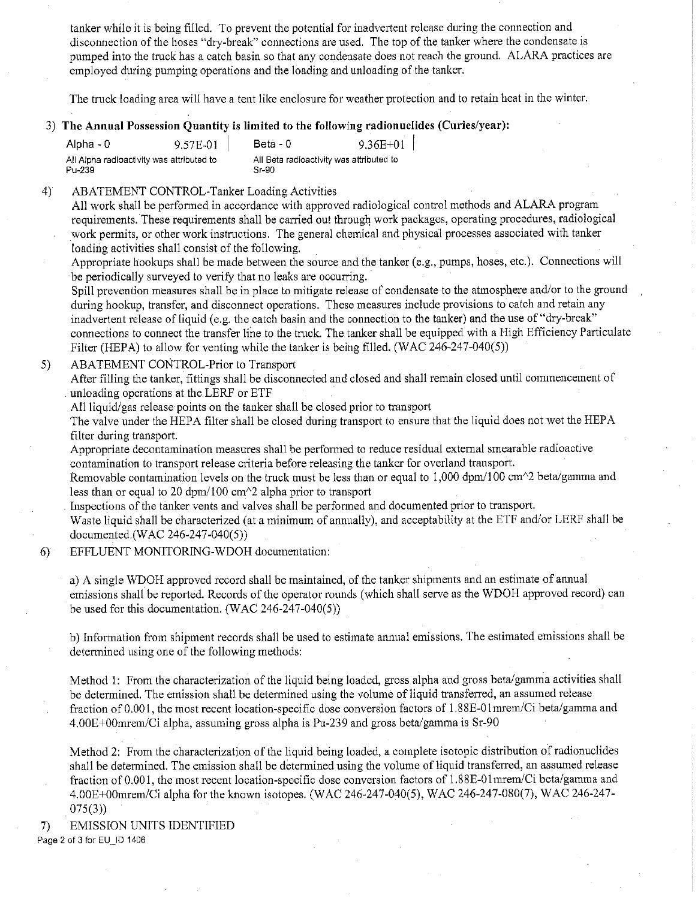tanker while it is being filled. To prevent the potential for inadvertent release during the connection and disconnection of the hoses "dry-break" connections are used. The top of the tanker where the condensate is pumped into the truck has a catch basin so that any condensate does not reach the ground. ALARA practices are employed during pumping operations and the loading and unloading of the tanker.

The truck loading area will have a tent like enclosure for weather protection and to retain heat in the winter.

3) **The Annual Possession Quantity is limited to the following radionuclides (Curies/year):**

| Alpha - 0 | 9.57E-01 | Beta - 0 | 9.36E+01 |
|---|---|---|---|
| All Alpha radioactivity was attributed to Pu-239 | | All Beta radioactivity was attributed to Sr-90 | |

4) ABATEMENT CONTROL-Tanker Loading Activities

All work shall be performed in accordance with approved radiological control methods and ALARA program requirements. These requirements shall be carried out through work packages, operating procedures, radiological work permits, or other work instructions. The general chemical and physical processes associated with tanker loading activities shall consist of the following.

Appropriate hookups shall be made between the source and the tanker (e.g., pumps, hoses, etc.). Connections will be periodically surveyed to verify that no leaks are occurring.

Spill prevention measures shall be in place to mitigate release of condensate to the atmosphere and/or to the ground during hookup, transfer, and disconnect operations. These measures include provisions to catch and retain any inadvertent release of liquid (e.g. the catch basin and the connection to the tanker) and the use of "dry-break" connections to connect the transfer line to the truck. The tanker shall be equipped with a High Efficiency Particulate Filter (HEPA) to allow for venting while the tanker is being filled. (WAC 246-247-040(5))

5) ABATEMENT CONTROL-Prior to Transport

After filling the tanker, fittings shall be disconnected and closed and shall remain closed until commencement of unloading operations at the LERF or ETF

All liquid/gas release points on the tanker shall be closed prior to transport

The valve under the HEPA filter shall be closed during transport to ensure that the liquid does not wet the HEPA filter during transport.

Appropriate decontamination measures shall be performed to reduce residual external smearable radioactive contamination to transport release criteria before releasing the tanker for overland transport.

Removable contamination levels on the truck must be less than or equal to 1,000 dpm/100 cm^2 beta/gamma and less than or equal to 20 dpm/100 cm^2 alpha prior to transport

Inspections of the tanker vents and valves shall be performed and documented prior to transport.

Waste liquid shall be characterized (at a minimum of annually), and acceptability at the ETF and/or LERF shall be documented.(WAC 246-247-040(5))

6) EFFLUENT MONITORING-WDOH documentation:

a) A single WDOH approved record shall be maintained, of the tanker shipments and an estimate of annual emissions shall be reported. Records of the operator rounds (which shall serve as the WDOH approved record) can be used for this documentation. (WAC 246-247-040(5))

b) Information from shipment records shall be used to estimate annual emissions. The estimated emissions shall be determined using one of the following methods:

Method 1: From the characterization of the liquid being loaded, gross alpha and gross beta/gamma activities shall be determined. The emission shall be determined using the volume of liquid transferred, an assumed release fraction of 0.001, the most recent location-specific dose conversion factors of 1.88E-01mrem/Ci beta/gamma and 4.00E+00mrem/Ci alpha, assuming gross alpha is Pu-239 and gross beta/gamma is Sr-90

Method 2: From the characterization of the liquid being loaded, a complete isotopic distribution of radionuclides shall be determined. The emission shall be determined using the volume of liquid transferred, an assumed release fraction of 0.001, the most recent location-specific dose conversion factors of 1.88E-01mrem/Ci beta/gamma and 4.00E+00mrem/Ci alpha for the known isotopes. (WAC 246-247-040(5), WAC 246-247-080(7), WAC 246-247-075(3))

7) EMISSION UNITS IDENTIFIED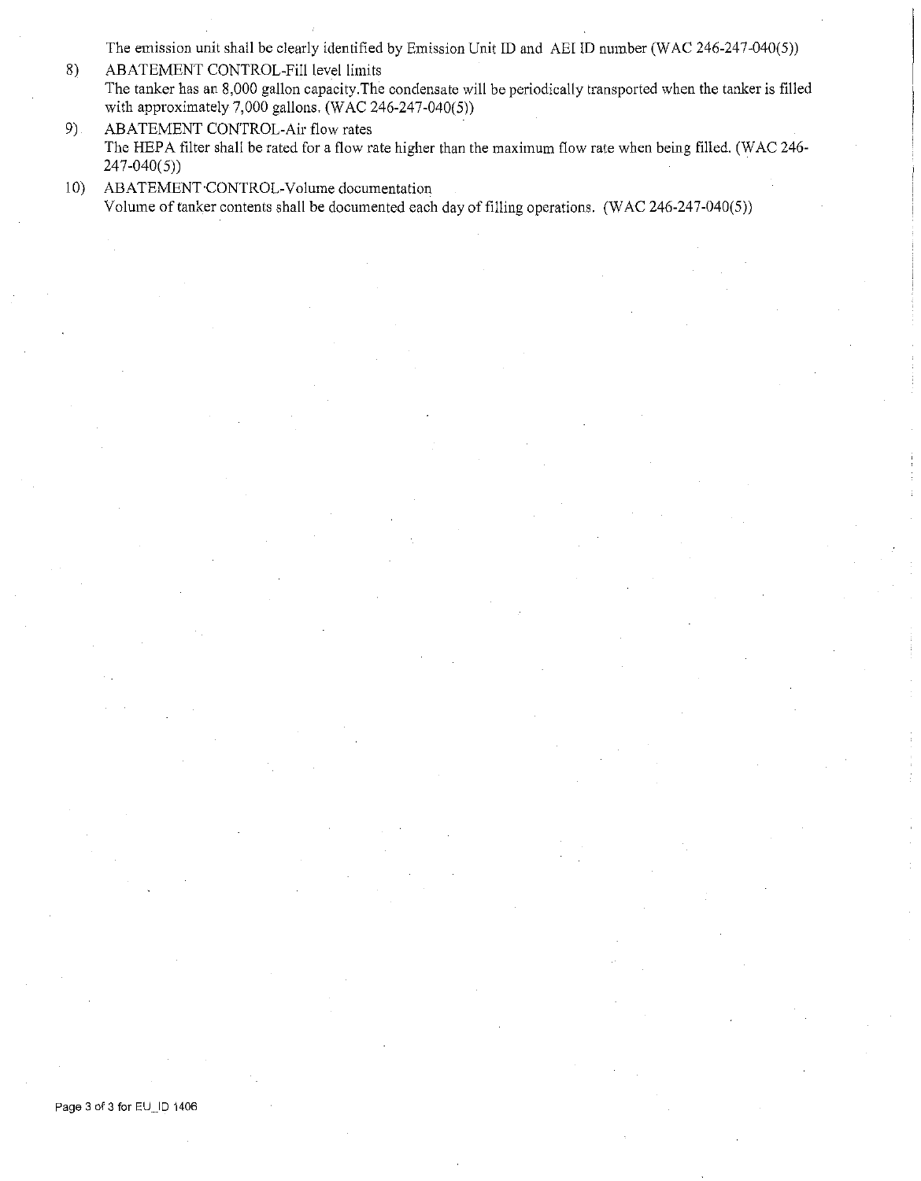The emission unit shall be clearly identified by Emission Unit ID and AEI ID number (WAC 246-247-040(5))

8) ABATEMENT CONTROL-Fill level limits
   The tanker has an 8,000 gallon capacity.The condensate will be periodically transported when the tanker is filled with approximately 7,000 gallons. (WAC 246-247-040(5))

9) ABATEMENT CONTROL-Air flow rates
   The HEPA filter shall be rated for a flow rate higher than the maximum flow rate when being filled. (WAC 246-247-040(5))

10) ABATEMENT CONTROL-Volume documentation
    Volume of tanker contents shall be documented each day of filling operations. (WAC 246-247-040(5))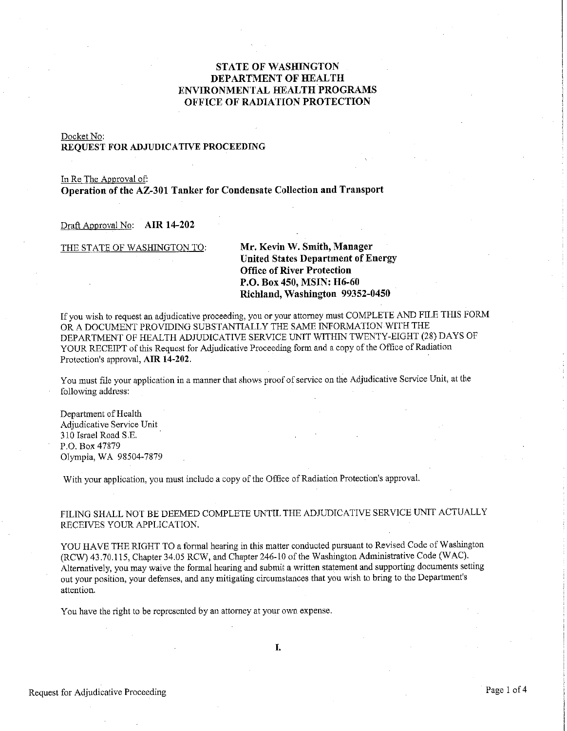# STATE OF WASHINGTON
# DEPARTMENT OF HEALTH
# ENVIRONMENTAL HEALTH PROGRAMS
# OFFICE OF RADIATION PROTECTION

Docket No:
**REQUEST FOR ADJUDICATIVE PROCEEDING**

In Re The Approval of:
**Operation of the AZ-301 Tanker for Condensate Collection and Transport**

Draft Approval No: **AIR 14-202**

THE STATE OF WASHINGTON TO:

**Mr. Kevin W. Smith, Manager**
**United States Department of Energy**
**Office of River Protection**
**P.O. Box 450, MSIN: H6-60**
**Richland, Washington 99352-0450**

If you wish to request an adjudicative proceeding, you or your attorney must COMPLETE AND FILE THIS FORM OR A DOCUMENT PROVIDING SUBSTANTIALLY THE SAME INFORMATION WITH THE DEPARTMENT OF HEALTH ADJUDICATIVE SERVICE UNIT WITHIN TWENTY-EIGHT (28) DAYS OF YOUR RECEIPT of this Request for Adjudicative Proceeding form and a copy of the Office of Radiation Protection's approval, **AIR 14-202**.

You must file your application in a manner that shows proof of service on the Adjudicative Service Unit, at the following address:

Department of Health
Adjudicative Service Unit
310 Israel Road S.E.
P.O. Box 47879
Olympia, WA 98504-7879

With your application, you must include a copy of the Office of Radiation Protection's approval.

FILING SHALL NOT BE DEEMED COMPLETE UNTIL THE ADJUDICATIVE SERVICE UNIT ACTUALLY RECEIVES YOUR APPLICATION.

YOU HAVE THE RIGHT TO a formal hearing in this matter conducted pursuant to Revised Code of Washington (RCW) 43.70.115, Chapter 34.05 RCW, and Chapter 246-10 of the Washington Administrative Code (WAC). Alternatively, you may waive the formal hearing and submit a written statement and supporting documents setting out your position, your defenses, and any mitigating circumstances that you wish to bring to the Department's attention.

You have the right to be represented by an attorney at your own expense.

**I.**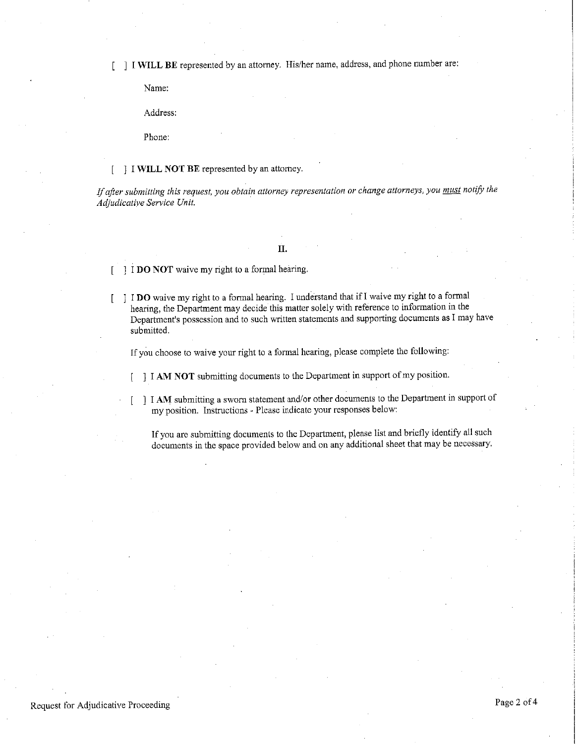[ ] **I WILL BE** represented by an attorney. His/her name, address, and phone number are:

Name:

Address:

Phone:

[ ] **I WILL NOT BE** represented by an attorney.

*If after submitting this request, you obtain attorney representation or change attorneys, you must notify the Adjudicative Service Unit.*

## II.

[ ] I **DO NOT** waive my right to a formal hearing.

[ ] I **DO** waive my right to a formal hearing. I understand that if I waive my right to a formal hearing, the Department may decide this matter solely with reference to information in the Department's possession and to such written statements and supporting documents as I may have submitted.

If you choose to waive your right to a formal hearing, please complete the following:

[ ] I **AM NOT** submitting documents to the Department in support of my position.

[ ] I **AM** submitting a sworn statement and/or other documents to the Department in support of my position. Instructions - Please indicate your responses below:

If you are submitting documents to the Department, please list and briefly identify all such documents in the space provided below and on any additional sheet that may be necessary.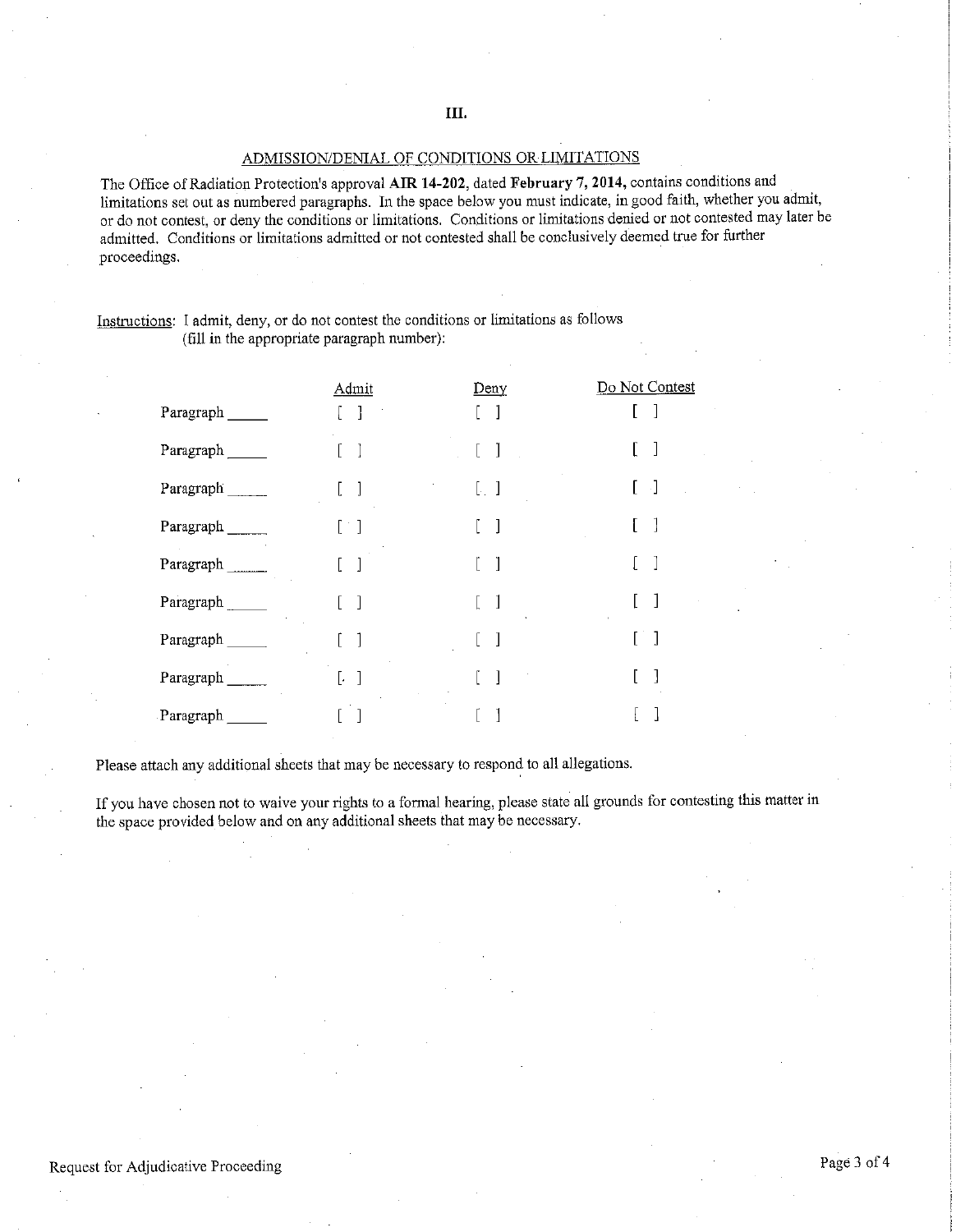# III.

## ADMISSION/DENIAL OF CONDITIONS OR LIMITATIONS

The Office of Radiation Protection's approval **AIR 14-202**, dated **February 7, 2014,** contains conditions and limitations set out as numbered paragraphs. In the space below you must indicate, in good faith, whether you admit, or do not contest, or deny the conditions or limitations. Conditions or limitations denied or not contested may later be admitted. Conditions or limitations admitted or not contested shall be conclusively deemed true for further proceedings.

Instructions: I admit, deny, or do not contest the conditions or limitations as follows (fill in the appropriate paragraph number):

| | Admit | Deny | Do Not Contest |
|---|---|---|---|
| Paragraph _____ | [ ] | [ ] | [ ] |
| Paragraph _____ | [ ] | [ ] | [ ] |
| Paragraph _____ | [ ] | [ ] | [ ] |
| Paragraph _____ | [ ] | [ ] | [ ] |
| Paragraph _____ | [ ] | [ ] | [ ] |
| Paragraph _____ | [ ] | [ ] | [ ] |
| Paragraph _____ | [ ] | [ ] | [ ] |
| Paragraph _____ | [ ] | [ ] | [ ] |
| Paragraph _____ | [ ] | [ ] | [ ] |

Please attach any additional sheets that may be necessary to respond to all allegations.

If you have chosen not to waive your rights to a formal hearing, please state all grounds for contesting this matter in the space provided below and on any additional sheets that may be necessary.

Request for Adjudicative Proceeding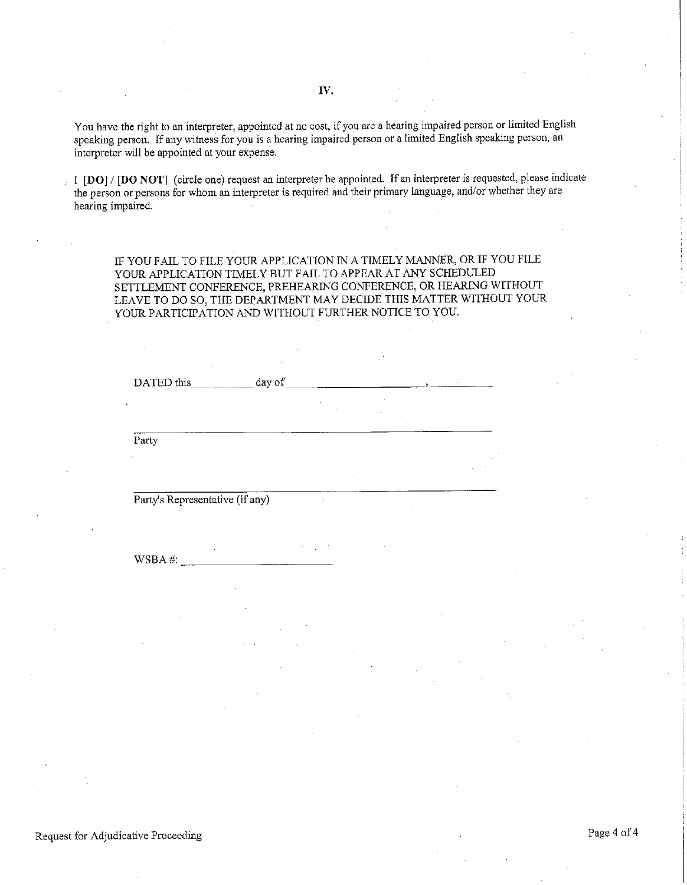## IV.

You have the right to an interpreter, appointed at no cost, if you are a hearing impaired person or limited English speaking person. If any witness for you is a hearing impaired person or a limited English speaking person, an interpreter will be appointed at your expense.

I **[DO]** / **[DO NOT]** (circle one) request an interpreter be appointed. If an interpreter is requested, please indicate the person or persons for whom an interpreter is required and their primary language, and/or whether they are hearing impaired.

IF YOU FAIL TO FILE YOUR APPLICATION IN A TIMELY MANNER, OR IF YOU FILE YOUR APPLICATION TIMELY BUT FAIL TO APPEAR AT ANY SCHEDULED SETTLEMENT CONFERENCE, PREHEARING CONFERENCE, OR HEARING WITHOUT LEAVE TO DO SO, THE DEPARTMENT MAY DECIDE THIS MATTER WITHOUT YOUR PARTICIPATION AND WITHOUT FURTHER NOTICE TO YOU.

DATED this __________ day of ______________________, __________

______________________________________________
Party

______________________________________________
Party's Representative (if any)

WSBA #: ____________________